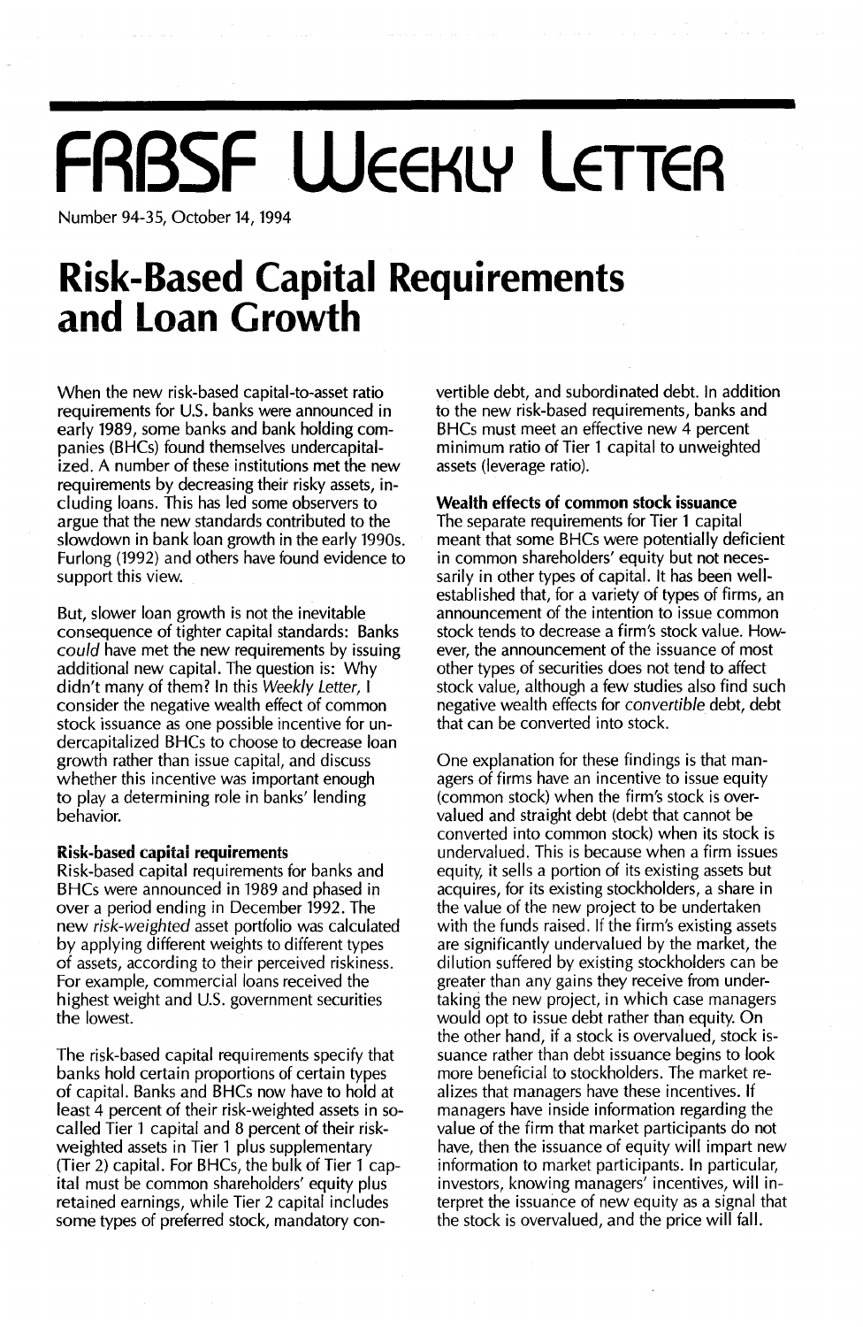# FRBSF Weekly Letter

Number 94-35, October 14, 1994

## Risk-Based Capital Requirements and Loan Growth

When the new risk-based capital-to-asset ratio requirements for U.S. banks were announced in early 1989, some banks and bank holding companies (BHCs) found themselves undercapitalized. A number of these institutions met the new requirements by decreasing their risky assets, including loans. This has led some observers to argue that the new standards contributed to the slowdown in bank loan growth in the early 1990s. Furlong (1992) and others have found evidence to support this view.

But, slower loan growth is not the inevitable consequence of tighter capital standards: Banks *could* have met the new requirements by issuing additional new capital. The question is: Why didn't many of them? In this *Weekly Letter*, I consider the negative wealth effect of common stock issuance as one possible incentive for undercapitalized BHCs to choose to decrease loan growth rather than issue capital, and discuss whether this incentive was important enough to play a determining role in banks' lending behavior.

### Risk-based capital requirements

Risk-based capital requirements for banks and BHCs were announced in 1989 and phased in over a period ending in December 1992. The new *risk-weighted* asset portfolio was calculated by applying different weights to different types of assets, according to their perceived riskiness. For example, commercial loans received the highest weight and U.S. government securities the lowest.

The risk-based capital requirements specify that banks hold certain proportions of certain types of capital. Banks and BHCs now have to hold at least 4 percent of their risk-weighted assets in so-called Tier 1 capital and 8 percent of their risk-weighted assets in Tier 1 plus supplementary (Tier 2) capital. For BHCs, the bulk of Tier 1 capital must be common shareholders' equity plus retained earnings, while Tier 2 capital includes some types of preferred stock, mandatory convertible debt, and subordinated debt. In addition to the new risk-based requirements, banks and BHCs must meet an effective new 4 percent minimum ratio of Tier 1 capital to unweighted assets (leverage ratio).

### Wealth effects of common stock issuance

The separate requirements for Tier 1 capital meant that some BHCs were potentially deficient in common shareholders' equity but not necessarily in other types of capital. It has been well-established that, for a variety of types of firms, an announcement of the intention to issue common stock tends to decrease a firm's stock value. However, the announcement of the issuance of most other types of securities does not tend to affect stock value, although a few studies also find such negative wealth effects for *convertible* debt, debt that can be converted into stock.

One explanation for these findings is that managers of firms have an incentive to issue equity (common stock) when the firm's stock is overvalued and straight debt (debt that cannot be converted into common stock) when its stock is undervalued. This is because when a firm issues equity, it sells a portion of its existing assets but acquires, for its existing stockholders, a share in the value of the new project to be undertaken with the funds raised. If the firm's existing assets are significantly undervalued by the market, the dilution suffered by existing stockholders can be greater than any gains they receive from undertaking the new project, in which case managers would opt to issue debt rather than equity. On the other hand, if a stock is overvalued, stock issuance rather than debt issuance begins to look more beneficial to stockholders. The market realizes that managers have these incentives. If managers have inside information regarding the value of the firm that market participants do not have, then the issuance of equity will impart new information to market participants. In particular, investors, knowing managers' incentives, will interpret the issuance of new equity as a signal that the stock is overvalued, and the price will fall.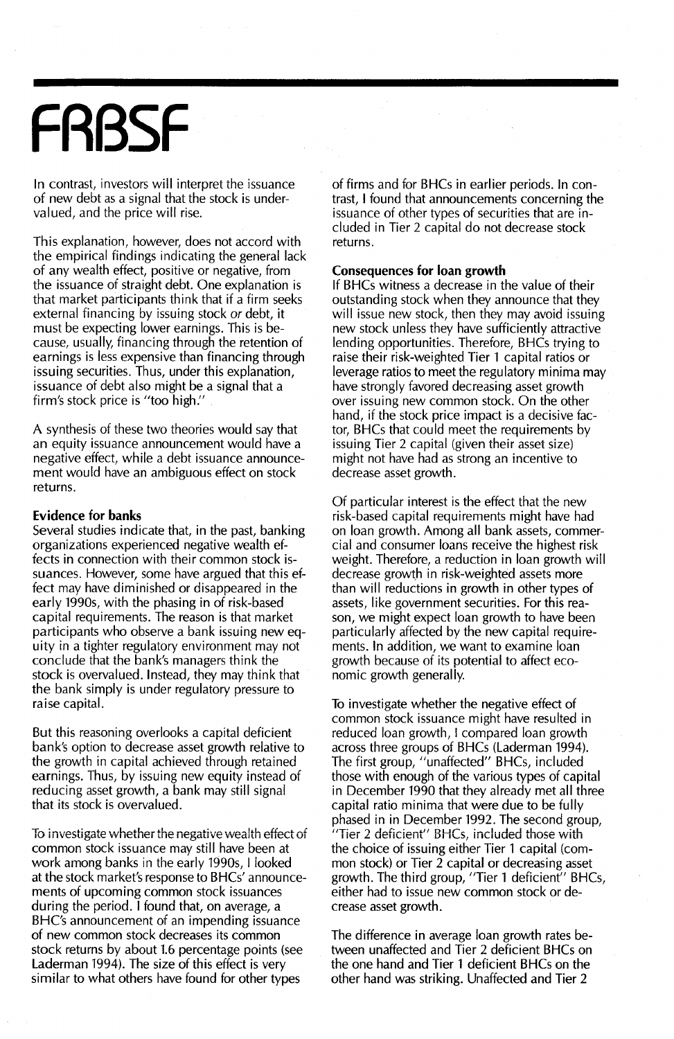In contrast, investors will interpret the issuance of new debt as a signal that the stock is undervalued, and the price will rise.

This explanation, however, does not accord with the empirical findings indicating the general lack of any wealth effect, positive or negative, from the issuance of straight debt. One explanation is that market participants think that if a firm seeks external financing by issuing stock *or* debt, it must be expecting lower earnings. This is because, usually, financing through the retention of earnings is less expensive than financing through issuing securities. Thus, under this explanation, issuance of debt also might be a signal that a firm's stock price is "too high."

A synthesis of these two theories would say that an equity issuance announcement would have a negative effect, while a debt issuance announcement would have an ambiguous effect on stock returns.

**Evidence for banks**

Several studies indicate that, in the past, banking organizations experienced negative wealth effects in connection with their common stock issuances. However, some have argued that this effect may have diminished or disappeared in the early 1990s, with the phasing in of risk-based capital requirements. The reason is that market participants who observe a bank issuing new equity in a tighter regulatory environment may not conclude that the bank's managers think the stock is overvalued. Instead, they may think that the bank simply is under regulatory pressure to raise capital.

But this reasoning overlooks a capital deficient bank's option to decrease asset growth relative to the growth in capital achieved through retained earnings. Thus, by issuing new equity instead of reducing asset growth, a bank may still signal that its stock is overvalued.

To investigate whether the negative wealth effect of common stock issuance may still have been at work among banks in the early 1990s, I looked at the stock market's response to BHCs' announcements of upcoming common stock issuances during the period. I found that, on average, a BHC's announcement of an impending issuance of new common stock decreases its common stock returns by about 1.6 percentage points (see Laderman 1994). The size of this effect is very similar to what others have found for other types of firms and for BHCs in earlier periods. In contrast, I found that announcements concerning the issuance of other types of securities that are included in Tier 2 capital do not decrease stock returns.

**Consequences for loan growth**

If BHCs witness a decrease in the value of their outstanding stock when they announce that they will issue new stock, then they may avoid issuing new stock unless they have sufficiently attractive lending opportunities. Therefore, BHCs trying to raise their risk-weighted Tier 1 capital ratios or leverage ratios to meet the regulatory minima may have strongly favored decreasing asset growth over issuing new common stock. On the other hand, if the stock price impact is a decisive factor, BHCs that could meet the requirements by issuing Tier 2 capital (given their asset size) might not have had as strong an incentive to decrease asset growth.

Of particular interest is the effect that the new risk-based capital requirements might have had on loan growth. Among all bank assets, commercial and consumer loans receive the highest risk weight. Therefore, a reduction in loan growth will decrease growth in risk-weighted assets more than will reductions in growth in other types of assets, like government securities. For this reason, we might expect loan growth to have been particularly affected by the new capital requirements. In addition, we want to examine loan growth because of its potential to affect economic growth generally.

To investigate whether the negative effect of common stock issuance might have resulted in reduced loan growth, I compared loan growth across three groups of BHCs (Laderman 1994). The first group, "unaffected" BHCs, included those with enough of the various types of capital in December 1990 that they already met all three capital ratio minima that were due to be fully phased in in December 1992. The second group, "Tier 2 deficient" BHCs, included those with the choice of issuing either Tier 1 capital (common stock) or Tier 2 capital or decreasing asset growth. The third group, "Tier 1 deficient" BHCs, either had to issue new common stock or decrease asset growth.

The difference in average loan growth rates between unaffected and Tier 2 deficient BHCs on the one hand and Tier 1 deficient BHCs on the other hand was striking. Unaffected and Tier 2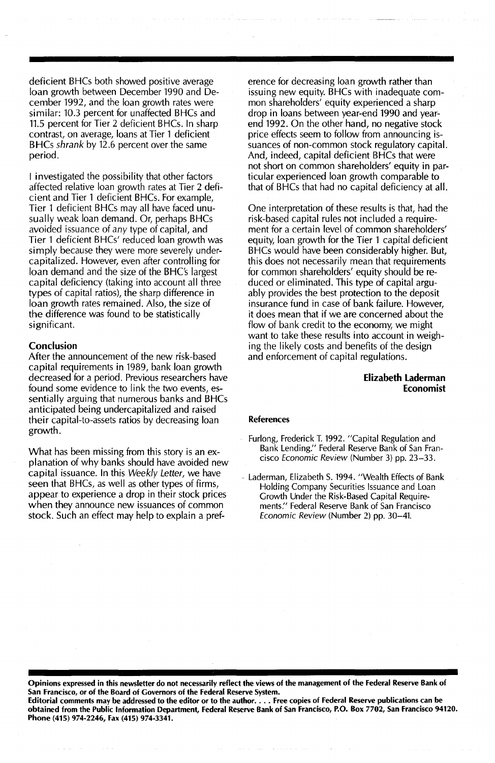deficient BHCs both showed positive average loan growth between December 1990 and December 1992, and the loan growth rates were similar: 10.3 percent for unaffected BHCs and 11.5 percent for Tier 2 deficient BHCs. In sharp contrast, on average, loans at Tier 1 deficient BHCs *shrank* by 12.6 percent over the same period.

I investigated the possibility that other factors affected relative loan growth rates at Tier 2 deficient and Tier 1 deficient BHCs. For example, Tier 1 deficient BHCs may all have faced unusually weak loan demand. Or, perhaps BHCs avoided issuance of *any* type of capital, and Tier 1 deficient BHCs' reduced loan growth was simply because they were more severely undercapitalized. However, even after controlling for loan demand and the size of the BHC's largest capital deficiency (taking into account all three types of capital ratios), the sharp difference in loan growth rates remained. Also, the size of the difference was found to be statistically significant.

### Conclusion

After the announcement of the new risk-based capital requirements in 1989, bank loan growth decreased for a period. Previous researchers have found some evidence to link the two events, essentially arguing that numerous banks and BHCs anticipated being undercapitalized and raised their capital-to-assets ratios by decreasing loan growth.

What has been missing from this story is an explanation of why banks should have avoided new capital issuance. In this *Weekly Letter*, we have seen that BHCs, as well as other types of firms, appear to experience a drop in their stock prices when they announce new issuances of common stock. Such an effect may help to explain a preference for decreasing loan growth rather than issuing new equity. BHCs with inadequate common shareholders' equity experienced a sharp drop in loans between year-end 1990 and year-end 1992. On the other hand, no negative stock price effects seem to follow from announcing issuances of non-common stock regulatory capital. And, indeed, capital deficient BHCs that were not short on common shareholders' equity in particular experienced loan growth comparable to that of BHCs that had no capital deficiency at all.

One interpretation of these results is that, had the risk-based capital rules not included a requirement for a certain level of common shareholders' equity, loan growth for the Tier 1 capital deficient BHCs would have been considerably higher. But, this does not necessarily mean that requirements for common shareholders' equity should be reduced or eliminated. This type of capital arguably provides the best protection to the deposit insurance fund in case of bank failure. However, it does mean that if we are concerned about the flow of bank credit to the economy, we might want to take these results into account in weighing the likely costs and benefits of the design and enforcement of capital regulations.

**Elizabeth Laderman**
**Economist**

#### References

Furlong, Frederick T. 1992. "Capital Regulation and Bank Lending." Federal Reserve Bank of San Francisco *Economic Review* (Number 3) pp. 23–33.

Laderman, Elizabeth S. 1994. "Wealth Effects of Bank Holding Company Securities Issuance and Loan Growth Under the Risk-Based Capital Requirements." Federal Reserve Bank of San Francisco *Economic Review* (Number 2) pp. 30–41.

**Opinions expressed in this newsletter do not necessarily reflect the views of the management of the Federal Reserve Bank of San Francisco, or of the Board of Governors of the Federal Reserve System.**
**Editorial comments may be addressed to the editor or to the author. . . . Free copies of Federal Reserve publications can be obtained from the Public Information Department, Federal Reserve Bank of San Francisco, P.O. Box 7702, San Francisco 94120. Phone (415) 974-2246, Fax (415) 974-3341.**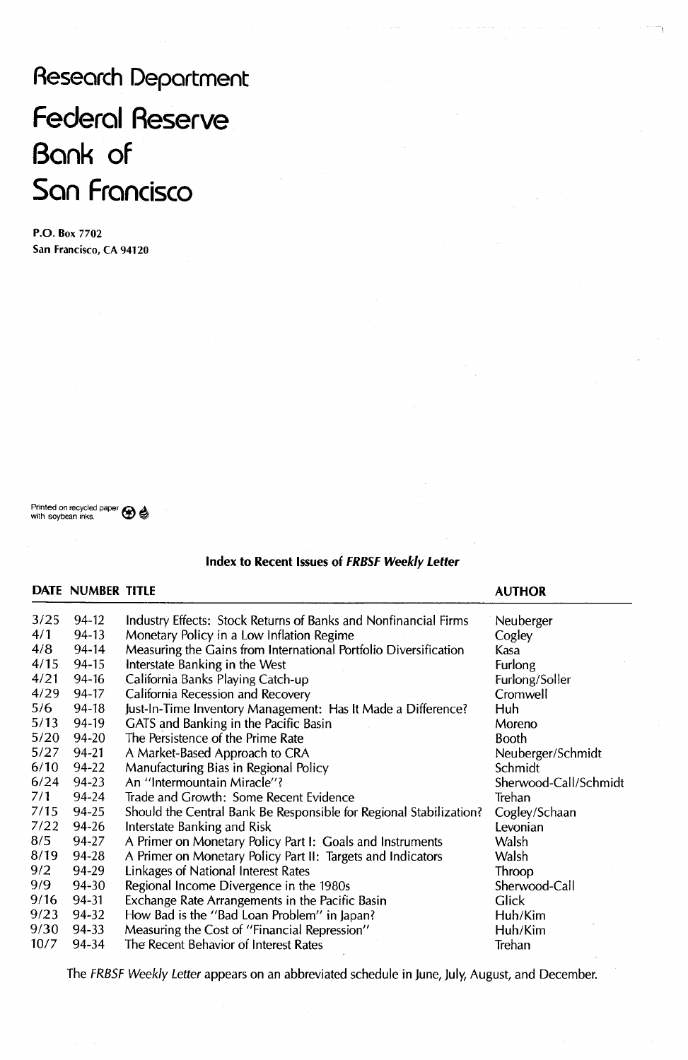# Research Department

# Federal Reserve Bank of San Francisco

**P.O. Box 7702**
**San Francisco, CA 94120**

Printed on recycled paper with soybean inks.

## Index to Recent Issues of *FRBSF Weekly Letter*

| DATE | NUMBER | TITLE | AUTHOR |
|---|---|---|---|
| 3/25 | 94-12 | Industry Effects: Stock Returns of Banks and Nonfinancial Firms | Neuberger |
| 4/1 | 94-13 | Monetary Policy in a Low Inflation Regime | Cogley |
| 4/8 | 94-14 | Measuring the Gains from International Portfolio Diversification | Kasa |
| 4/15 | 94-15 | Interstate Banking in the West | Furlong |
| 4/21 | 94-16 | California Banks Playing Catch-up | Furlong/Soller |
| 4/29 | 94-17 | California Recession and Recovery | Cromwell |
| 5/6 | 94-18 | Just-In-Time Inventory Management: Has It Made a Difference? | Huh |
| 5/13 | 94-19 | GATS and Banking in the Pacific Basin | Moreno |
| 5/20 | 94-20 | The Persistence of the Prime Rate | Booth |
| 5/27 | 94-21 | A Market-Based Approach to CRA | Neuberger/Schmidt |
| 6/10 | 94-22 | Manufacturing Bias in Regional Policy | Schmidt |
| 6/24 | 94-23 | An "Intermountain Miracle"? | Sherwood-Call/Schmidt |
| 7/1 | 94-24 | Trade and Growth: Some Recent Evidence | Trehan |
| 7/15 | 94-25 | Should the Central Bank Be Responsible for Regional Stabilization? | Cogley/Schaan |
| 7/22 | 94-26 | Interstate Banking and Risk | Levonian |
| 8/5 | 94-27 | A Primer on Monetary Policy Part I: Goals and Instruments | Walsh |
| 8/19 | 94-28 | A Primer on Monetary Policy Part II: Targets and Indicators | Walsh |
| 9/2 | 94-29 | Linkages of National Interest Rates | Throop |
| 9/9 | 94-30 | Regional Income Divergence in the 1980s | Sherwood-Call |
| 9/16 | 94-31 | Exchange Rate Arrangements in the Pacific Basin | Glick |
| 9/23 | 94-32 | How Bad is the "Bad Loan Problem" in Japan? | Huh/Kim |
| 9/30 | 94-33 | Measuring the Cost of "Financial Repression" | Huh/Kim |
| 10/7 | 94-34 | The Recent Behavior of Interest Rates | Trehan |

The *FRBSF Weekly Letter* appears on an abbreviated schedule in June, July, August, and December.